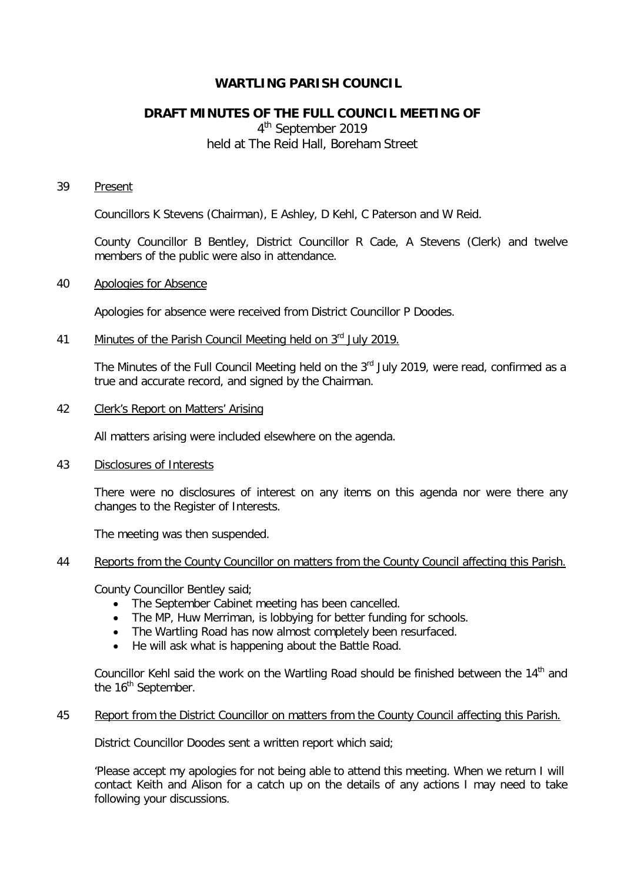# WARTLING PARISH COUNCIL

## DRAFT MINUTES OF THE FULL COUNCIL MEETING OF

4th September 2019
held at The Reid Hall, Boreham Street

39 Present

Councillors K Stevens (Chairman), E Ashley, D Kehl, C Paterson and W Reid.

County Councillor B Bentley, District Councillor R Cade, A Stevens (Clerk) and twelve members of the public were also in attendance.

40 Apologies for Absence

Apologies for absence were received from District Councillor P Doodes.

41 Minutes of the Parish Council Meeting held on 3rd July 2019.

The Minutes of the Full Council Meeting held on the 3rd July 2019, were read, confirmed as a true and accurate record, and signed by the Chairman.

42 Clerk's Report on Matters' Arising

All matters arising were included elsewhere on the agenda.

43 Disclosures of Interests

There were no disclosures of interest on any items on this agenda nor were there any changes to the Register of Interests.

The meeting was then suspended.

44 Reports from the County Councillor on matters from the County Council affecting this Parish.

County Councillor Bentley said;

- The September Cabinet meeting has been cancelled.
- The MP, Huw Merriman, is lobbying for better funding for schools.
- The Wartling Road has now almost completely been resurfaced.
- He will ask what is happening about the Battle Road.

Councillor Kehl said the work on the Wartling Road should be finished between the 14th and the 16th September.

45 Report from the District Councillor on matters from the County Council affecting this Parish.

District Councillor Doodes sent a written report which said;

'Please accept my apologies for not being able to attend this meeting. When we return I will contact Keith and Alison for a catch up on the details of any actions I may need to take following your discussions.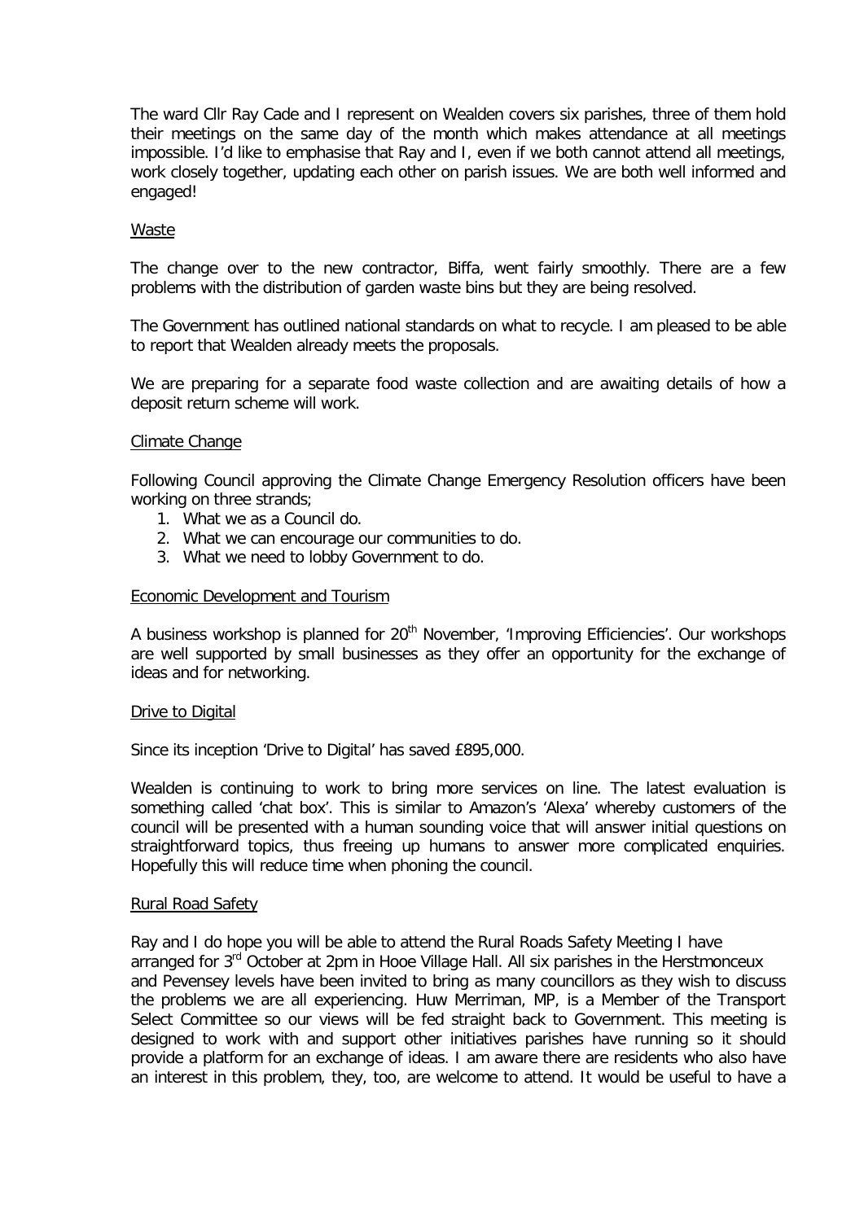The ward Cllr Ray Cade and I represent on Wealden covers six parishes, three of them hold their meetings on the same day of the month which makes attendance at all meetings impossible. I'd like to emphasise that Ray and I, even if we both cannot attend all meetings, work closely together, updating each other on parish issues. We are both well informed and engaged!

## Waste

The change over to the new contractor, Biffa, went fairly smoothly. There are a few problems with the distribution of garden waste bins but they are being resolved.

The Government has outlined national standards on what to recycle. I am pleased to be able to report that Wealden already meets the proposals.

We are preparing for a separate food waste collection and are awaiting details of how a deposit return scheme will work.

## Climate Change

Following Council approving the Climate Change Emergency Resolution officers have been working on three strands;

1. What we as a Council do.
2. What we can encourage our communities to do.
3. What we need to lobby Government to do.

## Economic Development and Tourism

A business workshop is planned for 20th November, 'Improving Efficiencies'. Our workshops are well supported by small businesses as they offer an opportunity for the exchange of ideas and for networking.

## Drive to Digital

Since its inception 'Drive to Digital' has saved £895,000.

Wealden is continuing to work to bring more services on line. The latest evaluation is something called 'chat box'. This is similar to Amazon's 'Alexa' whereby customers of the council will be presented with a human sounding voice that will answer initial questions on straightforward topics, thus freeing up humans to answer more complicated enquiries. Hopefully this will reduce time when phoning the council.

## Rural Road Safety

Ray and I do hope you will be able to attend the Rural Roads Safety Meeting I have arranged for 3rd October at 2pm in Hooe Village Hall. All six parishes in the Herstmonceux and Pevensey levels have been invited to bring as many councillors as they wish to discuss the problems we are all experiencing. Huw Merriman, MP, is a Member of the Transport Select Committee so our views will be fed straight back to Government. This meeting is designed to work with and support other initiatives parishes have running so it should provide a platform for an exchange of ideas. I am aware there are residents who also have an interest in this problem, they, too, are welcome to attend. It would be useful to have a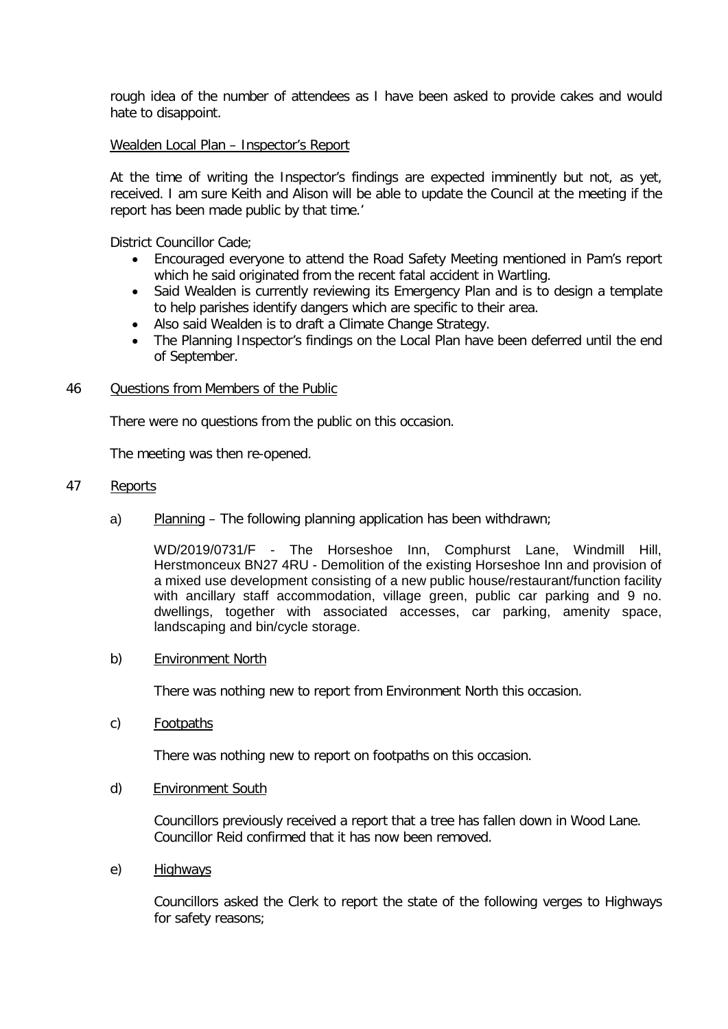rough idea of the number of attendees as I have been asked to provide cakes and would hate to disappoint.

<u>Wealden Local Plan – Inspector's Report</u>

At the time of writing the Inspector's findings are expected imminently but not, as yet, received. I am sure Keith and Alison will be able to update the Council at the meeting if the report has been made public by that time.'

District Councillor Cade;

- Encouraged everyone to attend the Road Safety Meeting mentioned in Pam's report which he said originated from the recent fatal accident in Wartling.
- Said Wealden is currently reviewing its Emergency Plan and is to design a template to help parishes identify dangers which are specific to their area.
- Also said Wealden is to draft a Climate Change Strategy.
- The Planning Inspector's findings on the Local Plan have been deferred until the end of September.

46 <u>Questions from Members of the Public</u>

There were no questions from the public on this occasion.

The meeting was then re-opened.

47 <u>Reports</u>

a) <u>Planning</u> – The following planning application has been withdrawn;

WD/2019/0731/F - The Horseshoe Inn, Comphurst Lane, Windmill Hill, Herstmonceux BN27 4RU - Demolition of the existing Horseshoe Inn and provision of a mixed use development consisting of a new public house/restaurant/function facility with ancillary staff accommodation, village green, public car parking and 9 no. dwellings, together with associated accesses, car parking, amenity space, landscaping and bin/cycle storage.

b) <u>Environment North</u>

There was nothing new to report from Environment North this occasion.

c) <u>Footpaths</u>

There was nothing new to report on footpaths on this occasion.

d) <u>Environment South</u>

Councillors previously received a report that a tree has fallen down in Wood Lane. Councillor Reid confirmed that it has now been removed.

e) <u>Highways</u>

Councillors asked the Clerk to report the state of the following verges to Highways for safety reasons;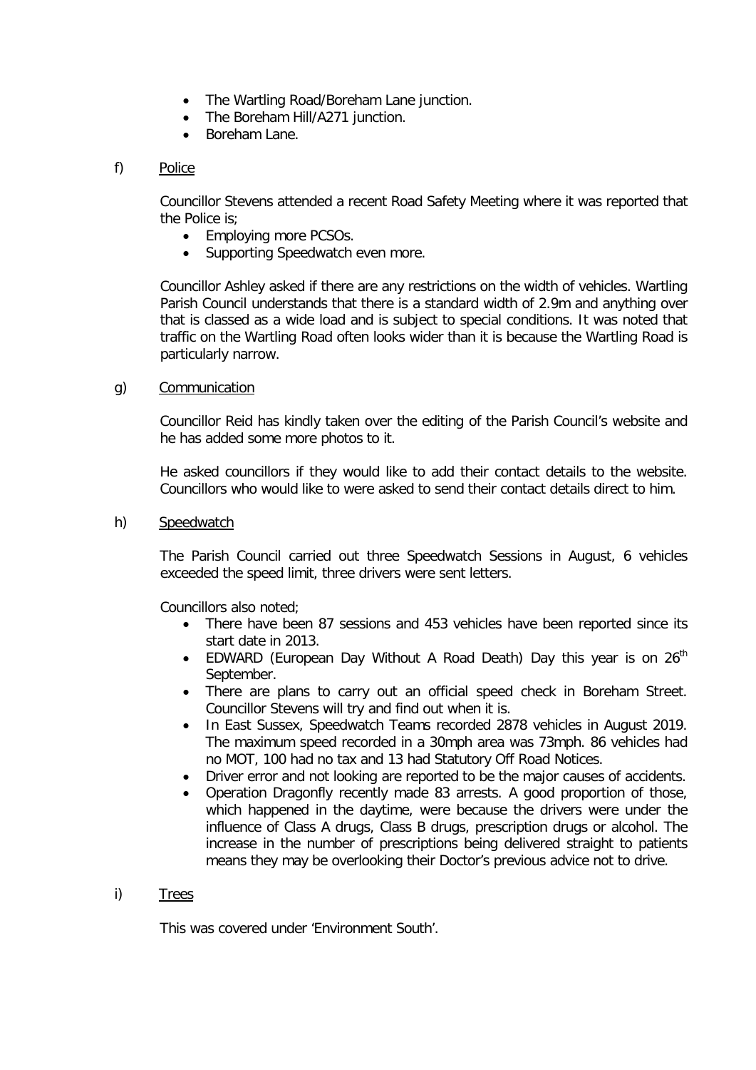- The Wartling Road/Boreham Lane junction.
- The Boreham Hill/A271 junction.
- Boreham Lane.

f) Police

Councillor Stevens attended a recent Road Safety Meeting where it was reported that the Police is;

- Employing more PCSOs.
- Supporting Speedwatch even more.

Councillor Ashley asked if there are any restrictions on the width of vehicles. Wartling Parish Council understands that there is a standard width of 2.9m and anything over that is classed as a wide load and is subject to special conditions. It was noted that traffic on the Wartling Road often looks wider than it is because the Wartling Road is particularly narrow.

g) Communication

Councillor Reid has kindly taken over the editing of the Parish Council's website and he has added some more photos to it.

He asked councillors if they would like to add their contact details to the website. Councillors who would like to were asked to send their contact details direct to him.

h) Speedwatch

The Parish Council carried out three Speedwatch Sessions in August, 6 vehicles exceeded the speed limit, three drivers were sent letters.

Councillors also noted;

- There have been 87 sessions and 453 vehicles have been reported since its start date in 2013.
- EDWARD (European Day Without A Road Death) Day this year is on 26th September.
- There are plans to carry out an official speed check in Boreham Street. Councillor Stevens will try and find out when it is.
- In East Sussex, Speedwatch Teams recorded 2878 vehicles in August 2019. The maximum speed recorded in a 30mph area was 73mph. 86 vehicles had no MOT, 100 had no tax and 13 had Statutory Off Road Notices.
- Driver error and not looking are reported to be the major causes of accidents.
- Operation Dragonfly recently made 83 arrests. A good proportion of those, which happened in the daytime, were because the drivers were under the influence of Class A drugs, Class B drugs, prescription drugs or alcohol. The increase in the number of prescriptions being delivered straight to patients means they may be overlooking their Doctor's previous advice not to drive.

i) Trees

This was covered under 'Environment South'.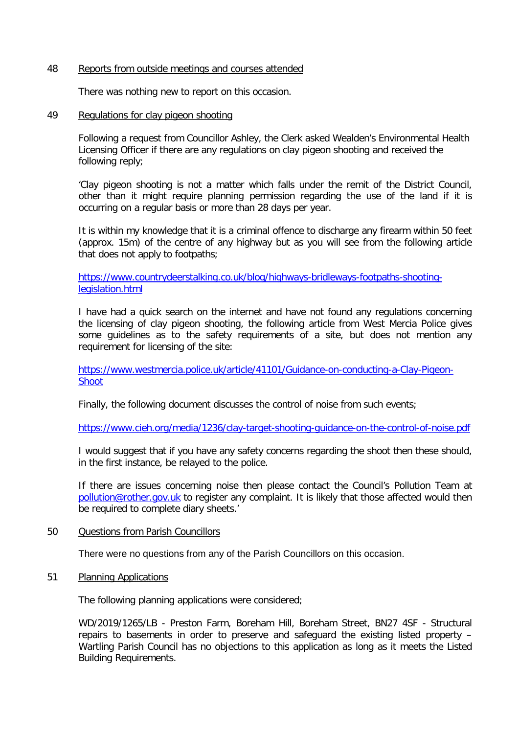48 Reports from outside meetings and courses attended

There was nothing new to report on this occasion.

49 Regulations for clay pigeon shooting

Following a request from Councillor Ashley, the Clerk asked Wealden's Environmental Health Licensing Officer if there are any regulations on clay pigeon shooting and received the following reply;

'Clay pigeon shooting is not a matter which falls under the remit of the District Council, other than it might require planning permission regarding the use of the land if it is occurring on a regular basis or more than 28 days per year.

It is within my knowledge that it is a criminal offence to discharge any firearm within 50 feet (approx. 15m) of the centre of any highway but as you will see from the following article that does not apply to footpaths;

https://www.countrydeerstalking.co.uk/blog/highways-bridleways-footpaths-shooting-legislation.html

I have had a quick search on the internet and have not found any regulations concerning the licensing of clay pigeon shooting, the following article from West Mercia Police gives some guidelines as to the safety requirements of a site, but does not mention any requirement for licensing of the site:

https://www.westmercia.police.uk/article/41101/Guidance-on-conducting-a-Clay-Pigeon-Shoot

Finally, the following document discusses the control of noise from such events;

https://www.cieh.org/media/1236/clay-target-shooting-guidance-on-the-control-of-noise.pdf

I would suggest that if you have any safety concerns regarding the shoot then these should, in the first instance, be relayed to the police.

If there are issues concerning noise then please contact the Council's Pollution Team at pollution@rother.gov.uk to register any complaint. It is likely that those affected would then be required to complete diary sheets.'

50 Questions from Parish Councillors

There were no questions from any of the Parish Councillors on this occasion.

51 Planning Applications

The following planning applications were considered;

WD/2019/1265/LB - Preston Farm, Boreham Hill, Boreham Street, BN27 4SF - Structural repairs to basements in order to preserve and safeguard the existing listed property – Wartling Parish Council has no objections to this application as long as it meets the Listed Building Requirements.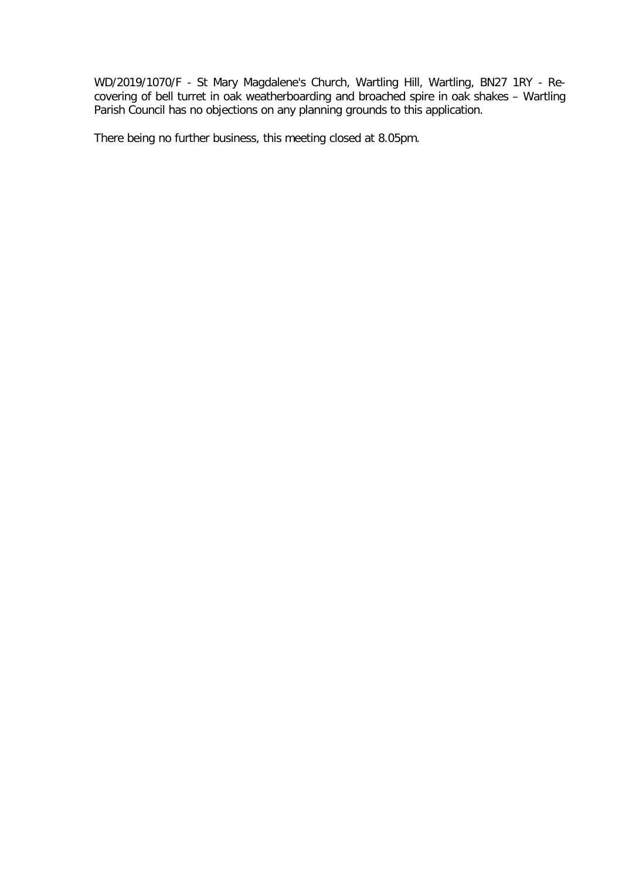WD/2019/1070/F - St Mary Magdalene's Church, Wartling Hill, Wartling, BN27 1RY - Re-covering of bell turret in oak weatherboarding and broached spire in oak shakes – Wartling Parish Council has no objections on any planning grounds to this application.

There being no further business, this meeting closed at 8.05pm.